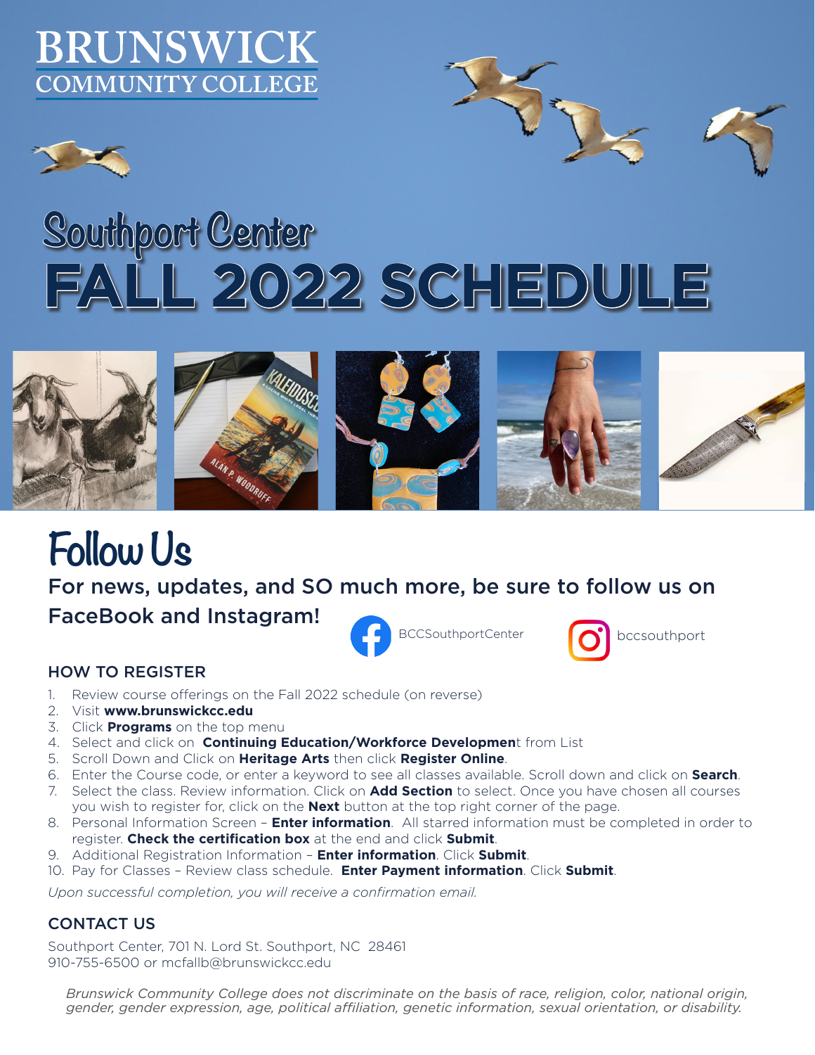# BRUNSWICK COMMUNITY COLLEGE

## Southport Center

# FALL 2022 SCHEDULE

## Follow Us

For news, updates, and SO much more, be sure to follow us on FaceBook and Instagram!

BCCSouthportCenter

bccsouthport

### HOW TO REGISTER

1. Review course offerings on the Fall 2022 schedule (on reverse)
2. Visit **www.brunswickcc.edu**
3. Click **Programs** on the top menu
4. Select and click on **Continuing Education/Workforce Developmen**t from List
5. Scroll Down and Click on **Heritage Arts** then click **Register Online**.
6. Enter the Course code, or enter a keyword to see all classes available. Scroll down and click on **Search**.
7. Select the class. Review information. Click on **Add Section** to select. Once you have chosen all courses you wish to register for, click on the **Next** button at the top right corner of the page.
8. Personal Information Screen – **Enter information**. All starred information must be completed in order to register. **Check the certification box** at the end and click **Submit**.
9. Additional Registration Information – **Enter information**. Click **Submit**.
10. Pay for Classes – Review class schedule. **Enter Payment information**. Click **Submit**.

*Upon successful completion, you will receive a confirmation email.*

### CONTACT US

Southport Center, 701 N. Lord St. Southport, NC 28461
910-755-6500 or mcfallb@brunswickcc.edu

*Brunswick Community College does not discriminate on the basis of race, religion, color, national origin, gender, gender expression, age, political affiliation, genetic information, sexual orientation, or disability.*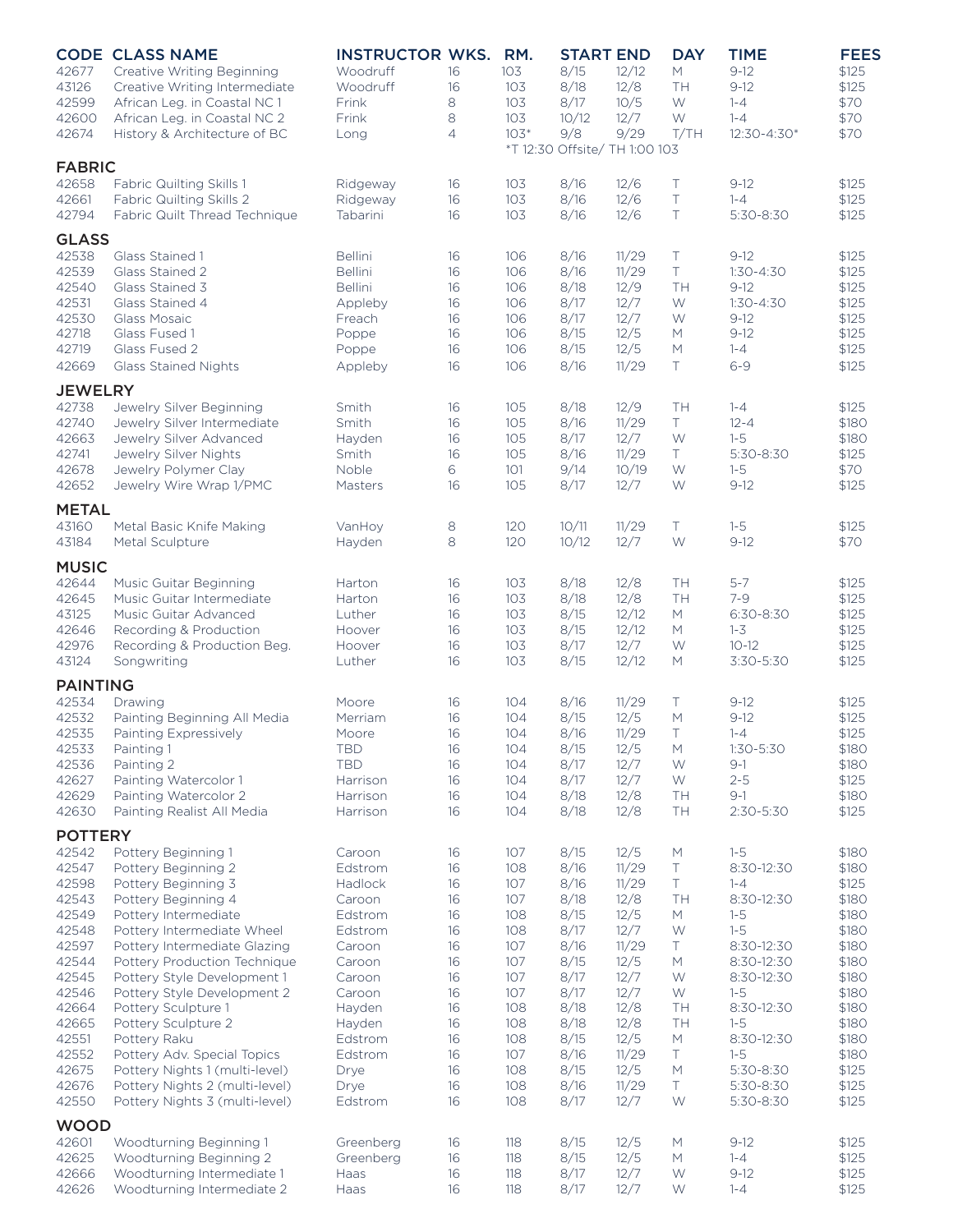| CODE | CLASS NAME | INSTRUCTOR | WKS. | RM. | START | END | DAY | TIME | FEES |
|---|---|---|---|---|---|---|---|---|---|
| 42677 | Creative Writing Beginning | Woodruff | 16 | 103 | 8/15 | 12/12 | M | 9-12 | $125 |
| 43126 | Creative Writing Intermediate | Woodruff | 16 | 103 | 8/18 | 12/8 | TH | 9-12 | $125 |
| 42599 | African Leg. in Coastal NC 1 | Frink | 8 | 103 | 8/17 | 10/5 | W | 1-4 | $70 |
| 42600 | African Leg. in Coastal NC 2 | Frink | 8 | 103 | 10/12 | 12/7 | W | 1-4 | $70 |
| 42674 | History & Architecture of BC | Long | 4 | 103* | 9/8 | 9/29 | T/TH | 12:30-4:30* | $70 |
| | | | | *T 12:30 Offsite/ TH 1:00 103 | | | | | |
| **FABRIC** | | | | | | | | | |
| 42658 | Fabric Quilting Skills 1 | Ridgeway | 16 | 103 | 8/16 | 12/6 | T | 9-12 | $125 |
| 42661 | Fabric Quilting Skills 2 | Ridgeway | 16 | 103 | 8/16 | 12/6 | T | 1-4 | $125 |
| 42794 | Fabric Quilt Thread Technique | Tabarini | 16 | 103 | 8/16 | 12/6 | T | 5:30-8:30 | $125 |
| **GLASS** | | | | | | | | | |
| 42538 | Glass Stained 1 | Bellini | 16 | 106 | 8/16 | 11/29 | T | 9-12 | $125 |
| 42539 | Glass Stained 2 | Bellini | 16 | 106 | 8/16 | 11/29 | T | 1:30-4:30 | $125 |
| 42540 | Glass Stained 3 | Bellini | 16 | 106 | 8/18 | 12/9 | TH | 9-12 | $125 |
| 42531 | Glass Stained 4 | Appleby | 16 | 106 | 8/17 | 12/7 | W | 1:30-4:30 | $125 |
| 42530 | Glass Mosaic | Freach | 16 | 106 | 8/17 | 12/7 | W | 9-12 | $125 |
| 42718 | Glass Fused 1 | Poppe | 16 | 106 | 8/15 | 12/5 | M | 9-12 | $125 |
| 42719 | Glass Fused 2 | Poppe | 16 | 106 | 8/15 | 12/5 | M | 1-4 | $125 |
| 42669 | Glass Stained Nights | Appleby | 16 | 106 | 8/16 | 11/29 | T | 6-9 | $125 |
| **JEWELRY** | | | | | | | | | |
| 42738 | Jewelry Silver Beginning | Smith | 16 | 105 | 8/18 | 12/9 | TH | 1-4 | $125 |
| 42740 | Jewelry Silver Intermediate | Smith | 16 | 105 | 8/16 | 11/29 | T | 12-4 | $180 |
| 42663 | Jewelry Silver Advanced | Hayden | 16 | 105 | 8/17 | 12/7 | W | 1-5 | $180 |
| 42741 | Jewelry Silver Nights | Smith | 16 | 105 | 8/16 | 11/29 | T | 5:30-8:30 | $125 |
| 42678 | Jewelry Polymer Clay | Noble | 6 | 101 | 9/14 | 10/19 | W | 1-5 | $70 |
| 42652 | Jewelry Wire Wrap 1/PMC | Masters | 16 | 105 | 8/17 | 12/7 | W | 9-12 | $125 |
| **METAL** | | | | | | | | | |
| 43160 | Metal Basic Knife Making | VanHoy | 8 | 120 | 10/11 | 11/29 | T | 1-5 | $125 |
| 43184 | Metal Sculpture | Hayden | 8 | 120 | 10/12 | 12/7 | W | 9-12 | $70 |
| **MUSIC** | | | | | | | | | |
| 42644 | Music Guitar Beginning | Harton | 16 | 103 | 8/18 | 12/8 | TH | 5-7 | $125 |
| 42645 | Music Guitar Intermediate | Harton | 16 | 103 | 8/18 | 12/8 | TH | 7-9 | $125 |
| 43125 | Music Guitar Advanced | Luther | 16 | 103 | 8/15 | 12/12 | M | 6:30-8:30 | $125 |
| 42646 | Recording & Production | Hoover | 16 | 103 | 8/15 | 12/12 | M | 1-3 | $125 |
| 42976 | Recording & Production Beg. | Hoover | 16 | 103 | 8/17 | 12/7 | W | 10-12 | $125 |
| 43124 | Songwriting | Luther | 16 | 103 | 8/15 | 12/12 | M | 3:30-5:30 | $125 |
| **PAINTING** | | | | | | | | | |
| 42534 | Drawing | Moore | 16 | 104 | 8/16 | 11/29 | T | 9-12 | $125 |
| 42532 | Painting Beginning All Media | Merriam | 16 | 104 | 8/15 | 12/5 | M | 9-12 | $125 |
| 42535 | Painting Expressively | Moore | 16 | 104 | 8/16 | 11/29 | T | 1-4 | $125 |
| 42533 | Painting 1 | TBD | 16 | 104 | 8/15 | 12/5 | M | 1:30-5:30 | $180 |
| 42536 | Painting 2 | TBD | 16 | 104 | 8/17 | 12/7 | W | 9-1 | $180 |
| 42627 | Painting Watercolor 1 | Harrison | 16 | 104 | 8/17 | 12/7 | W | 2-5 | $125 |
| 42629 | Painting Watercolor 2 | Harrison | 16 | 104 | 8/18 | 12/8 | TH | 9-1 | $180 |
| 42630 | Painting Realist All Media | Harrison | 16 | 104 | 8/18 | 12/8 | TH | 2:30-5:30 | $125 |
| **POTTERY** | | | | | | | | | |
| 42542 | Pottery Beginning 1 | Caroon | 16 | 107 | 8/15 | 12/5 | M | 1-5 | $180 |
| 42547 | Pottery Beginning 2 | Edstrom | 16 | 108 | 8/16 | 11/29 | T | 8:30-12:30 | $180 |
| 42598 | Pottery Beginning 3 | Hadlock | 16 | 107 | 8/16 | 11/29 | T | 1-4 | $125 |
| 42543 | Pottery Beginning 4 | Caroon | 16 | 107 | 8/18 | 12/8 | TH | 8:30-12:30 | $180 |
| 42549 | Pottery Intermediate | Edstrom | 16 | 108 | 8/15 | 12/5 | M | 1-5 | $180 |
| 42548 | Pottery Intermediate Wheel | Edstrom | 16 | 108 | 8/17 | 12/7 | W | 1-5 | $180 |
| 42597 | Pottery Intermediate Glazing | Caroon | 16 | 107 | 8/16 | 11/29 | T | 8:30-12:30 | $180 |
| 42544 | Pottery Production Technique | Caroon | 16 | 107 | 8/15 | 12/5 | M | 8:30-12:30 | $180 |
| 42545 | Pottery Style Development 1 | Caroon | 16 | 107 | 8/17 | 12/7 | W | 8:30-12:30 | $180 |
| 42546 | Pottery Style Development 2 | Caroon | 16 | 107 | 8/17 | 12/7 | W | 1-5 | $180 |
| 42664 | Pottery Sculpture 1 | Hayden | 16 | 108 | 8/18 | 12/8 | TH | 8:30-12:30 | $180 |
| 42665 | Pottery Sculpture 2 | Hayden | 16 | 108 | 8/18 | 12/8 | TH | 1-5 | $180 |
| 42551 | Pottery Raku | Edstrom | 16 | 108 | 8/15 | 12/5 | M | 8:30-12:30 | $180 |
| 42552 | Pottery Adv. Special Topics | Edstrom | 16 | 107 | 8/16 | 11/29 | T | 1-5 | $180 |
| 42675 | Pottery Nights 1 (multi-level) | Drye | 16 | 108 | 8/15 | 12/5 | M | 5:30-8:30 | $125 |
| 42676 | Pottery Nights 2 (multi-level) | Drye | 16 | 108 | 8/16 | 11/29 | T | 5:30-8:30 | $125 |
| 42550 | Pottery Nights 3 (multi-level) | Edstrom | 16 | 108 | 8/17 | 12/7 | W | 5:30-8:30 | $125 |
| **WOOD** | | | | | | | | | |
| 42601 | Woodturning Beginning 1 | Greenberg | 16 | 118 | 8/15 | 12/5 | M | 9-12 | $125 |
| 42625 | Woodturning Beginning 2 | Greenberg | 16 | 118 | 8/15 | 12/5 | M | 1-4 | $125 |
| 42666 | Woodturning Intermediate 1 | Haas | 16 | 118 | 8/17 | 12/7 | W | 9-12 | $125 |
| 42626 | Woodturning Intermediate 2 | Haas | 16 | 118 | 8/17 | 12/7 | W | 1-4 | $125 |